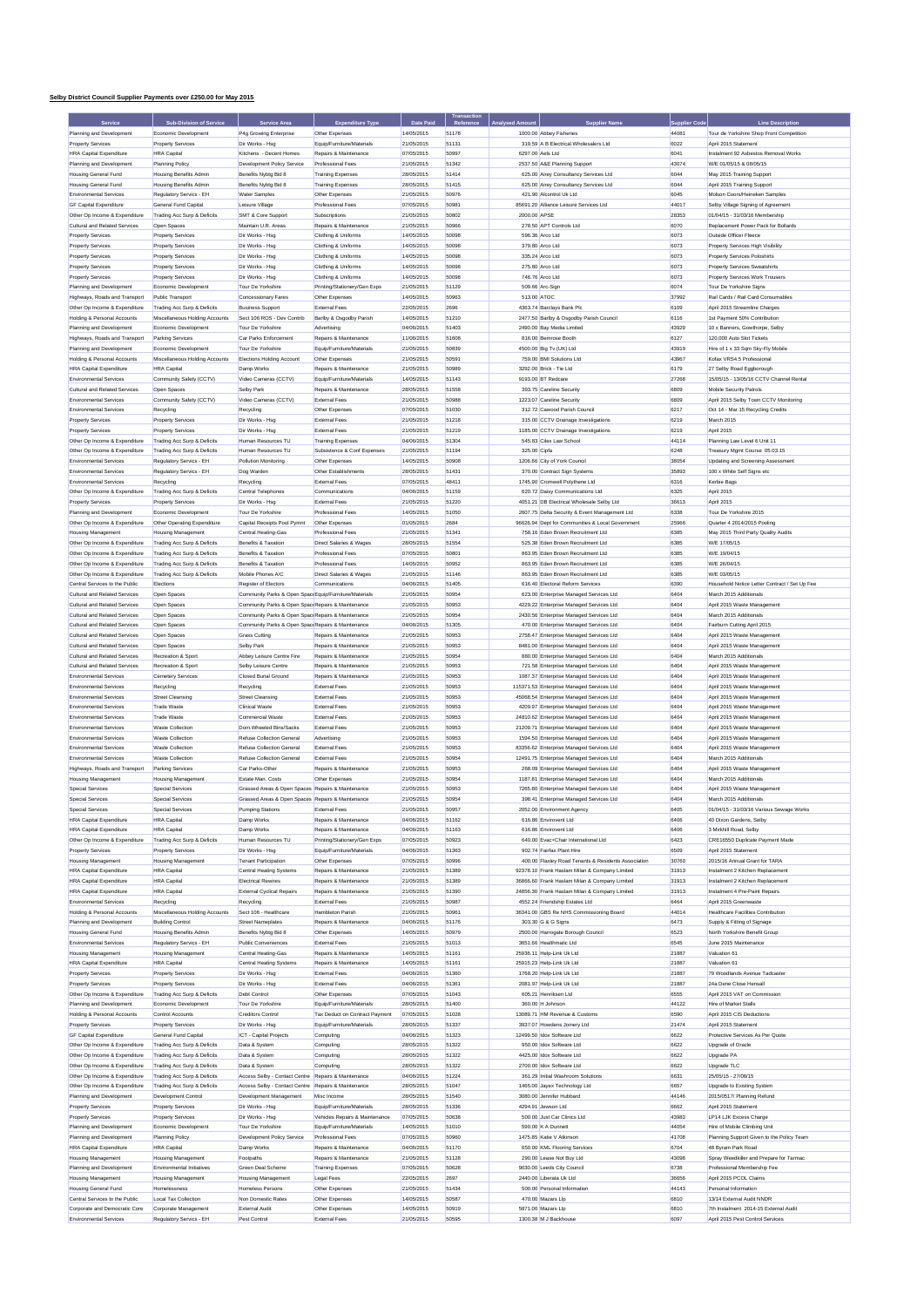## Selby District Council Supplier Payments over £250.00 for May 2015

| Service | Sub-Division of Service | Service Area | Expenditure Type | Date Paid | Transaction Reference | Analysed Amount | Supplier Name | Supplier Code | Line Description |
|---|---|---|---|---|---|---|---|---|---|
| Planning and Development | Economic Development | P4g Growing Enterprise | Other Expenses | 14/05/2015 | 51178 | 1000.00 | Abbey Fisheries | 44081 | Tour de Yorkshire Shop Front Competition |
| Property Services | Property Services | Dir Works - Hsg | Equip/Furniture/Materials | 21/05/2015 | 51131 | 319.59 | A B Electrical Wholesalers Ltd | 6022 | April 2015 Statement |
| HRA Capital Expenditure | HRA Capital | Kitchens - Decent Homes | Repairs & Maintenance | 07/05/2015 | 50997 | 6297.00 | Aels Ltd | 6041 | Instalment 92 Asbestos Removal Works |
| Planning and Development | Planning Policy | Development Policy Service | Professional Fees | 21/05/2015 | 51342 | 2537.50 | A&E Planning Support | 43074 | W/E 01/05/15 & 08/05/15 |
| Housing General Fund | Housing Benefits Admin | Benefits Nybtg Bid 8 | Training Expenses | 28/05/2015 | 51414 | 625.00 | Airey Consultancy Services Ltd | 6044 | May 2015 Training Support |
| Housing General Fund | Housing Benefits Admin | Benefits Nybtg Bid 8 | Training Expenses | 28/05/2015 | 51415 | 625.00 | Airey Consultancy Services Ltd | 6044 | April 2015 Training Support |
| Environmental Services | Regulatory Servics - EH | Water Samples | Other Expenses | 21/05/2015 | 50976 | 421.90 | Alcontrol Uk Ltd | 6045 | Molson Coors/Heineken Samples |
| GF Capital Expenditure | General Fund Capital | Leisure Village | Professional Fees | 07/05/2015 | 50981 | 85691.20 | Alliance Leisure Services Ltd | 44017 | Selby Village Signing of Agreement |
| Other Op Income & Expenditure | Trading Acc Surp & Deficits | SMT & Core Support | Subscriptions | 21/05/2015 | 50802 | 2000.00 | APSE | 28353 | 01/04/15 - 31/03/16 Membership |
| Cultural and Related Services | Open Spaces | Maintain U.R. Areas | Repairs & Maintenance | 21/05/2015 | 50966 | 278.50 | APT Controls Ltd | 6070 | Replacement Power Pack for Bollards |
| Property Services | Property Services | Dir Works - Hsg | Clothing & Uniforms | 14/05/2015 | 50098 | 596.38 | Arco Ltd | 6073 | Outside Officer Fleece |
| Property Services | Property Services | Dir Works - Hsg | Clothing & Uniforms | 14/05/2015 | 50098 | 379.80 | Arco Ltd | 6073 | Property Services High Visibility |
| Property Services | Property Services | Dir Works - Hsg | Clothing & Uniforms | 14/05/2015 | 50098 | 335.24 | Arco Ltd | 6073 | Property Services Poloshirts |
| Property Services | Property Services | Dir Works - Hsg | Clothing & Uniforms | 14/05/2015 | 50098 | 275.80 | Arco Ltd | 6073 | Property Services Sweatshirts |
| Property Services | Property Services | Dir Works - Hsg | Clothing & Uniforms | 14/05/2015 | 50098 | 746.76 | Arco Ltd | 6073 | Property Services Work Trousers |
| Planning and Development | Economic Development | Tour De Yorkshire | Printing/Stationery/Gen Exps | 21/05/2015 | 51129 | 509.66 | Arc-Sign | 6074 | Tour De Yorkshire Signs |
| Highways, Roads and Transport | Public Transport | Concessionary Fares | Other Expenses | 14/05/2015 | 50963 | 513.00 | ATOC | 37992 | Rail Cards / Rail Card Consumables |
| Other Op Income & Expenditure | Trading Acc Surp & Deficits | Business Support | External Fees | 22/05/2015 | 2696 | 4363.74 | Barclays Bank Plc | 6109 | April 2015 Streamline Charges |
| Holding & Personal Accounts | Miscellaneous Holding Accounts | Sect 106 ROS - Dev Contrib | Barlby & Osgodby Parish | 14/05/2015 | 51210 | 2477.50 | Barlby & Osgodby Parish Council | 6116 | 1st Payment 50% Contribution |
| Planning and Development | Economic Development | Tour De Yorkshire | Advertising | 04/06/2015 | 51403 | 2490.00 | Bay Media Limited | 43929 | 10 x Banners, Gowthorpe, Selby |
| Highways, Roads and Transport | Parking Services | Car Parks Enforcement | Repairs & Maintenance | 11/06/2015 | 51608 | 816.00 | Bemrose Booth | 6127 | 120,000 Auto Slot Tickets |
| Planning and Development | Economic Development | Tour De Yorkshire | Equip/Furniture/Materials | 21/05/2015 | 50839 | 4500.00 | Big Tv (UK) Ltd | 43919 | Hire of 1 x 33 Sqm Sky-Fly Mobile |
| Holding & Personal Accounts | Miscellaneous Holding Accounts | Elections Holding Account | Other Expenses | 21/05/2015 | 50591 | 759.00 | BMI Solutions Ltd | 43967 | Kofax VRS4.5 Professional |
| HRA Capital Expenditure | HRA Capital | Damp Works | Repairs & Maintenance | 21/05/2015 | 50989 | 3292.00 | Brick - Tie Ltd | 6179 | 27 Selby Road Eggborough |
| Environmental Services | Community Safety (CCTV) | Video Cameras (CCTV) | Equip/Furniture/Materials | 14/05/2015 | 51143 | 9193.00 | BT Redcare | 27268 | 15/05/15 - 13/05/16 CCTV Channel Rental |
| Cultural and Related Services | Open Spaces | Selby Park | Repairs & Maintenance | 28/05/2015 | 51558 | 393.75 | Careline Security | 6809 | Mobile Security Patrols |
| Environmental Services | Community Safety (CCTV) | Video Cameras (CCTV) | External Fees | 21/05/2015 | 50988 | 1223.07 | Careline Security | 6809 | April 2015 Selby Town CCTV Monitoring |
| Environmental Services | Recycling | Recycling | Other Expenses | 07/05/2015 | 51030 | 312.72 | Cawood Parish Council | 6217 | Oct 14 - Mar 15 Recycling Credits |
| Property Services | Property Services | Dir Works - Hsg | External Fees | 21/05/2015 | 51218 | 315.00 | CCTV Drainage Investigations | 6219 | March 2015 |
| Property Services | Property Services | Dir Works - Hsg | External Fees | 21/05/2015 | 51219 | 1185.00 | CCTV Drainage Investigations | 6219 | April 2015 |
| Other Op Income & Expenditure | Trading Acc Surp & Deficits | Human Resources TU | Training Expenses | 04/06/2015 | 51304 | 545.83 | Cilex Law School | 44114 | Planning Law Level 6 Unit 11 |
| Other Op Income & Expenditure | Trading Acc Surp & Deficits | Human Resources TU | Subsistence & Conf Expenses | 21/05/2015 | 51194 | 325.00 | Cipfa | 6248 | Treasury Mgmt Course 05.03.15 |
| Environmental Services | Regulatory Servics - EH | Pollution Monitoring | Other Expenses | 14/05/2015 | 50908 | 1206.66 | City of York Council | 38054 | Updating and Screening Assessment |
| Environmental Services | Regulatory Servics - EH | Dog Warden | Other Establishments | 28/05/2015 | 51431 | 370.00 | Contract Sign Systems | 35893 | 100 x White Self Signs etc |
| Environmental Services | Recycling | Recycling | External Fees | 07/05/2015 | 48411 | 1745.90 | Cromwell Polythene Ltd | 6316 | Kerbie Bags |
| Other Op Income & Expenditure | Trading Acc Surp & Deficits | Central Telephones | Communications | 04/06/2015 | 51159 | 620.72 | Daisy Communications Ltd | 6325 | April 2015 |
| Property Services | Property Services | Dir Works - Hsg | External Fees | 21/05/2015 | 51220 | 4051.21 | DB Electrical Wholesale Selby Ltd | 36613 | April 2015 |
| Planning and Development | Economic Development | Tour De Yorkshire | Professional Fees | 14/05/2015 | 51050 | 2807.75 | Delta Security & Event Management Ltd | 6338 | Tour De Yorkshire 2015 |
| Other Op Income & Expenditure | Other Operating Expenditure | Capital Receipts Pool Pymnt | Other Expenses | 01/05/2015 | 2684 | 96626.84 | Dept for Communities & Local Government | 25966 | Quarter 4 2014/2015 Pooling |
| Housing Management | Housing Management | Central Heating-Gas | Professional Fees | 21/05/2015 | 51341 | 758.16 | Eden Brown Recruitment Ltd | 6385 | May 2015 Third Party Quality Audits |
| Other Op Income & Expenditure | Trading Acc Surp & Deficits | Benefits & Taxation | Direct Salaries & Wages | 28/05/2015 | 51554 | 525.38 | Eden Brown Recruitment Ltd | 6385 | W/E 17/05/15 |
| Other Op Income & Expenditure | Trading Acc Surp & Deficits | Benefits & Taxation | Professional Fees | 07/05/2015 | 50801 | 863.95 | Eden Brown Recruitment Ltd | 6385 | W/E 19/04/15 |
| Other Op Income & Expenditure | Trading Acc Surp & Deficits | Benefits & Taxation | Professional Fees | 14/05/2015 | 50952 | 863.95 | Eden Brown Recruitment Ltd | 6385 | W/E 26/04/15 |
| Other Op Income & Expenditure | Trading Acc Surp & Deficits | Mobile Phones A/C | Direct Salaries & Wages | 21/05/2015 | 51146 | 863.95 | Eden Brown Recruitment Ltd | 6385 | W/E 03/05/15 |
| Central Services to the Public | Elections | Register of Electors | Communications | 04/06/2015 | 51405 | 616.40 | Electoral Reform Services | 6390 | Household Notice Letter Contract / Set Up Fee |
| Cultural and Related Services | Open Spaces | Community Parks & Open Space | Equip/Furniture/Materials | 21/05/2015 | 50954 | 623.00 | Enterprise Managed Services Ltd | 6404 | March 2015 Additionals |
| Cultural and Related Services | Open Spaces | Community Parks & Open Space | Repairs & Maintenance | 21/05/2015 | 50953 | 4229.22 | Enterprise Managed Services Ltd | 6404 | April 2015 Waste Management |
| Cultural and Related Services | Open Spaces | Community Parks & Open Space | Repairs & Maintenance | 21/05/2015 | 50954 | 2430.56 | Enterprise Managed Services Ltd | 6404 | March 2015 Additionals |
| Cultural and Related Services | Open Spaces | Community Parks & Open Space | Repairs & Maintenance | 04/06/2015 | 51305 | 470.00 | Enterprise Managed Services Ltd | 6404 | Fairburn Cutting April 2015 |
| Cultural and Related Services | Open Spaces | Grass Cutting | Repairs & Maintenance | 21/05/2015 | 50953 | 2758.47 | Enterprise Managed Services Ltd | 6404 | April 2015 Waste Management |
| Cultural and Related Services | Open Spaces | Selby Park | Repairs & Maintenance | 21/05/2015 | 50953 | 8481.00 | Enterprise Managed Services Ltd | 6404 | April 2015 Waste Management |
| Cultural and Related Services | Recreation & Sport | Abbey Leisure Centre Fire | Repairs & Maintenance | 21/05/2015 | 50954 | 880.00 | Enterprise Managed Services Ltd | 6404 | March 2015 Additionals |
| Cultural and Related Services | Recreation & Sport | Selby Leisure Centre | Repairs & Maintenance | 21/05/2015 | 50953 | 721.58 | Enterprise Managed Services Ltd | 6404 | April 2015 Waste Management |
| Environmental Services | Cemetery Services | Closed Burial Ground | Repairs & Maintenance | 21/05/2015 | 50953 | 1087.37 | Enterprise Managed Services Ltd | 6404 | April 2015 Waste Management |
| Environmental Services | Recycling | Recycling | External Fees | 21/05/2015 | 50953 | 115371.53 | Enterprise Managed Services Ltd | 6404 | April 2015 Waste Management |
| Environmental Services | Street Cleansing | Street Cleansing | External Fees | 21/05/2015 | 50953 | 45068.54 | Enterprise Managed Services Ltd | 6404 | April 2015 Waste Management |
| Environmental Services | Trade Waste | Clinical Waste | External Fees | 21/05/2015 | 50953 | 4209.97 | Enterprise Managed Services Ltd | 6404 | April 2015 Waste Management |
| Environmental Services | Trade Waste | Commercial Waste | External Fees | 21/05/2015 | 50953 | 24810.62 | Enterprise Managed Services Ltd | 6404 | April 2015 Waste Management |
| Environmental Services | Waste Collection | Dom.Wheeled Bins/Sacks | External Fees | 21/05/2015 | 50953 | 21209.71 | Enterprise Managed Services Ltd | 6404 | April 2015 Waste Management |
| Environmental Services | Waste Collection | Refuse Collection General | Advertising | 21/05/2015 | 50953 | 1594.50 | Enterprise Managed Services Ltd | 6404 | April 2015 Waste Management |
| Environmental Services | Waste Collection | Refuse Collection General | External Fees | 21/05/2015 | 50953 | 83356.62 | Enterprise Managed Services Ltd | 6404 | April 2015 Waste Management |
| Environmental Services | Waste Collection | Refuse Collection General | External Fees | 21/05/2015 | 50954 | 12491.75 | Enterprise Managed Services Ltd | 6404 | March 2015 Additionals |
| Highways, Roads and Transport | Parking Services | Car Parks-Other | Repairs & Maintenance | 21/05/2015 | 50953 | 268.09 | Enterprise Managed Services Ltd | 6404 | April 2015 Waste Management |
| Housing Management | Housing Management | Estate Man. Costs | Other Expenses | 21/05/2015 | 50954 | 1187.81 | Enterprise Managed Services Ltd | 6404 | March 2015 Additionals |
| Special Services | Special Services | Grassed Areas & Open Spaces | Repairs & Maintenance | 21/05/2015 | 50953 | 7265.80 | Enterprise Managed Services Ltd | 6404 | April 2015 Waste Management |
| Special Services | Special Services | Grassed Areas & Open Spaces | Repairs & Maintenance | 21/05/2015 | 50954 | 398.41 | Enterprise Managed Services Ltd | 6404 | March 2015 Additionals |
| Special Services | Special Services | Pumping Stations | External Fees | 21/05/2015 | 50957 | 2052.00 | Environment Agency | 6405 | 01/04/15 - 31/03/16 Various Sewage Works |
| HRA Capital Expenditure | HRA Capital | Damp Works | Repairs & Maintenance | 04/06/2015 | 51162 | 616.86 | Envirovent Ltd | 6406 | 40 Dixon Gardens, Selby |
| HRA Capital Expenditure | HRA Capital | Damp Works | Repairs & Maintenance | 04/06/2015 | 51163 | 616.86 | Envirovent Ltd | 6406 | 3 Millhill Road, Selby |
| Other Op Income & Expenditure | Trading Acc Surp & Deficits | Human Resources TU | Printing/Stationery/Gen Exps | 07/05/2015 | 50923 | 640.00 | Evac+Chair International Ltd | 6423 | CRE16550 Duplicate Payment Made |
| Property Services | Property Services | Dir Works - Hsg | Equip/Furniture/Materials | 04/06/2015 | 51363 | 902.74 | Fairfax Plant Hire | 6509 | April 2015 Statement |
| Housing Management | Housing Management | Tenant Participation | Other Expenses | 07/05/2015 | 50996 | 400.00 | Flaxley Road Tenants & Residents Association | 30760 | 2015/16 Annual Grant for TARA |
| HRA Capital Expenditure | HRA Capital | Central Heating Systems | Repairs & Maintenance | 21/05/2015 | 51389 | 92378.10 | Frank Haslam Milan & Company Limited | 31913 | Instalment 2 Kitchen Replacement |
| HRA Capital Expenditure | HRA Capital | Electrical Rewires | Repairs & Maintenance | 21/05/2015 | 51389 | 36866.60 | Frank Haslam Milan & Company Limited | 31913 | Instalment 2 Kitchen Replacement |
| HRA Capital Expenditure | HRA Capital | External Cyclical Repairs | Repairs & Maintenance | 21/05/2015 | 51390 | 24856.30 | Frank Haslam Milan & Company Limited | 31913 | Instalment 4 Pre-Paint Repairs |
| Environmental Services | Recycling | Recycling | External Fees | 21/05/2015 | 50987 | 4552.24 | Friendship Estates Ltd | 6464 | April 2015 Greenwaste |
| Holding & Personal Accounts | Miscellaneous Holding Accounts | Sect 106 - Healthcare | Hambleton Parish | 21/05/2015 | 50961 | 36341.00 | GBS Re NHS Commissioning Board | 44014 | Healthcare Facilities Contribution |
| Planning and Development | Building Control | Street Nameplates | Repairs & Maintenance | 04/06/2015 | 51176 | 303.30 | G & G Signs | 6473 | Supply & Fitting of Signage |
| Housing General Fund | Housing Benefits Admin | Benefits Nybtg Bid 8 | Other Expenses | 14/05/2015 | 50979 | 2500.00 | Harrogate Borough Council | 6523 | North Yorkshire Benefit Group |
| Environmental Services | Regulatory Servics - EH | Public Conveniences | External Fees | 21/05/2015 | 51013 | 3651.66 | Healthmatic Ltd | 6545 | June 2015 Maintenance |
| Housing Management | Housing Management | Central Heating-Gas | Repairs & Maintenance | 14/05/2015 | 51161 | 25936.11 | Help-Link Uk Ltd | 21887 | Valuation 61 |
| HRA Capital Expenditure | HRA Capital | Central Heating Systems | Repairs & Maintenance | 14/05/2015 | 51161 | 25915.23 | Help-Link Uk Ltd | 21887 | Valuation 61 |
| Property Services | Property Services | Dir Works - Hsg | External Fees | 04/06/2015 | 51360 | 1768.20 | Help-Link Uk Ltd | 21887 | 79 Woodlands Avenue Tadcaster |
| Property Services | Property Services | Dir Works - Hsg | External Fees | 04/06/2015 | 51361 | 2081.97 | Help-Link Uk Ltd | 21887 | 24a Dene Close Hensall |
| Other Op Income & Expenditure | Trading Acc Surp & Deficits | Debt Control | Other Expenses | 07/05/2015 | 51043 | 605.21 | Henriksen Ltd | 6555 | April 2015 VAT on Commission |
| Planning and Development | Economic Development | Tour De Yorkshire | Equip/Furniture/Materials | 28/05/2015 | 51400 | 360.00 | H Johnson | 44122 | Hire of Market Stalls |
| Holding & Personal Accounts | Control Accounts | Creditors Control | Tax Deduct on Contract Payment | 07/05/2015 | 51028 | 13089.71 | HM Revenue & Customs | 6590 | April 2015 CIS Deductions |
| Property Services | Property Services | Dir Works - Hsg | Equip/Furniture/Materials | 28/05/2015 | 51337 | 3937.07 | Howdens Joinery Ltd | 21474 | April 2015 Statement |
| GF Capital Expenditure | General Fund Capital | ICT - Capital Projects | Computing | 04/06/2015 | 51323 | 12469.50 | Idox Software Ltd | 6622 | Protective Services As Per Quote |
| Other Op Income & Expenditure | Trading Acc Surp & Deficits | Data & System | Computing | 28/05/2015 | 51322 | 950.00 | Idox Software Ltd | 6622 | Upgrade of Oracle |
| Other Op Income & Expenditure | Trading Acc Surp & Deficits | Data & System | Computing | 28/05/2015 | 51322 | 4425.00 | Idox Software Ltd | 6622 | Upgrade PA |
| Other Op Income & Expenditure | Trading Acc Surp & Deficits | Data & System | Computing | 28/05/2015 | 51322 | 2700.00 | Idox Software Ltd | 6622 | Upgrade TLC |
| Other Op Income & Expenditure | Trading Acc Surp & Deficits | Access Selby - Contact Centre | Repairs & Maintenance | 04/06/2015 | 51224 | 361.29 | Initial Washroom Solutions | 6631 | 25/05/15 - 27/08/15 |
| Other Op Income & Expenditure | Trading Acc Surp & Deficits | Access Selby - Contact Centre | Repairs & Maintenance | 28/05/2015 | 51047 | 1465.00 | Jayex Technology Ltd | 6657 | Upgrade to Existing System |
| Planning and Development | Development Control | Development Management | Misc Income | 28/05/2015 | 51540 | 3080.00 | Jennifer Hubbard | 44146 | 2015/0517/ Planning Refund |
| Property Services | Property Services | Dir Works - Hsg | Equip/Furniture/Materials | 28/05/2015 | 51336 | 4294.91 | Jewson Ltd | 6662 | April 2015 Statement |
| Property Services | Property Services | Dir Works - Hsg | Vehicles Repairs & Maintenance | 07/05/2015 | 50638 | 500.00 | Just Car Clinics Ltd | 43983 | LP14 LJK Excess Charge |
| Planning and Development | Economic Development | Tour De Yorkshire | Equip/Furniture/Materials | 14/05/2015 | 51010 | 590.00 | K A Dunnett | 44054 | Hire of Mobile Climbing Unit |
| Planning and Development | Planning Policy | Development Policy Service | Professional Fees | 07/05/2015 | 50960 | 1475.85 | Katie V Atkinson | 41708 | Planning Support Given to the Policy Team |
| HRA Capital Expenditure | HRA Capital | Damp Works | Repairs & Maintenance | 04/06/2015 | 51170 | 650.00 | KML Flooring Services | 6704 | 48 Byram Park Road |
| Housing Management | Housing Management | Footpaths | Repairs & Maintenance | 21/05/2015 | 51128 | 290.00 | Lease Not Buy Ltd | 43098 | Spray Weedkiller and Prepare for Tarmac |
| Planning and Development | Environmental Initiatives | Green Deal Scheme | Training Expenses | 07/05/2015 | 50628 | 9030.00 | Leeds City Council | 6738 | Professional Membership Fee |
| Housing Management | Housing Management | Housing Management | Legal Fees | 22/05/2015 | 2697 | 2440.00 | Liberata Uk Ltd | 36656 | April 2015 PCOL Claims |
| Housing General Fund | Homelessness | Homeless Persons | Other Expenses | 21/05/2015 | 51434 | 500.00 | Personal Information | 44143 | Personal Information |
| Central Services to the Public | Local Tax Collection | Non Domestic Rates | Other Expenses | 14/05/2015 | 50587 | 470.00 | Mazars Llp | 6810 | 13/14 External Audit NNDR |
| Corporate and Democratic Core | Corporate Management | External Audit | Other Expenses | 14/05/2015 | 50919 | 5871.00 | Mazars Llp | 6810 | 7th Instalment 2014-15 External Audit |
| Environmental Services | Regulatory Servics - EH | Pest Control | External Fees | 21/05/2015 | 50595 | 1300.38 | M J Backhouse | 6097 | April 2015 Pest Control Services |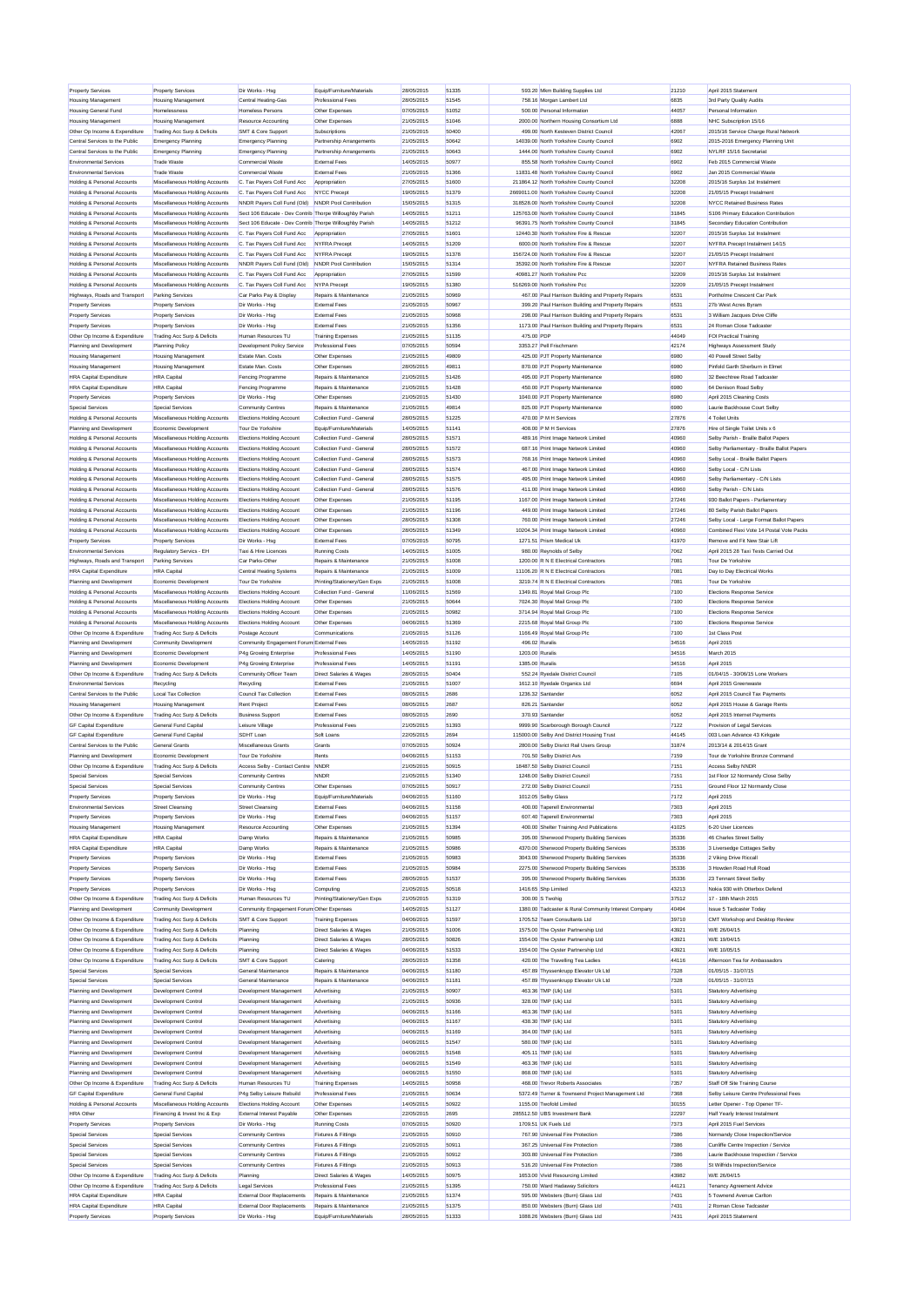| Property Services | Property Services | Dir Works - Hsg | Equip/Furniture/Materials | 28/05/2015 | 51335 | 593.20 | Mkm Building Supplies Ltd | 21210 | April 2015 Statement |
|---|---|---|---|---|---|---|---|---|---|
| Housing Management | Housing Management | Central Heating-Gas | Professional Fees | 28/05/2015 | 51545 | 758.16 | Morgan Lambert Ltd | 6835 | 3rd Party Quality Audits |
| Housing General Fund | Homelessness | Homeless Persons | Other Expenses | 07/05/2015 | 51052 | 500.00 | Personal Information | 44057 | Personal Information |
| Housing Management | Housing Management | Resource Accounting | Other Expenses | 21/05/2015 | 51046 | 2000.00 | Northern Housing Consortium Ltd | 6888 | NHC Subscription 15/16 |
| Other Op Income & Expenditure | Trading Acc Surp & Deficits | SMT & Core Support | Subscriptions | 21/05/2015 | 50400 | 499.00 | North Kesteven District Council | 42067 | 2015/16 Service Charge Rural Network |
| Central Services to the Public | Emergency Planning | Emergency Planning | Partnership Arrangements | 21/05/2015 | 50642 | 14039.00 | North Yorkshire County Council | 6902 | 2015-2016 Emergency Planning Unit |
| Central Services to the Public | Emergency Planning | Emergency Planning | Partnership Arrangements | 21/05/2015 | 50643 | 1444.00 | North Yorkshire County Council | 6902 | NYLRF 15/16 Secretariat |
| Environmental Services | Trade Waste | Commercial Waste | External Fees | 14/05/2015 | 50977 | 855.58 | North Yorkshire County Council | 6902 | Feb 2015 Commercial Waste |
| Environmental Services | Trade Waste | Commercial Waste | External Fees | 21/05/2015 | 51366 | 11831.46 | North Yorkshire County Council | 6902 | Jan 2015 Commercial Waste |
| Holding & Personal Accounts | Miscellaneous Holding Accounts | C. Tax Payers Coll Fund Acc | Appropriation | 27/05/2015 | 51600 | 211864.12 | North Yorkshire County Council | 32208 | 2015/16 Surplus 1st Instalment |
| Holding & Personal Accounts | Miscellaneous Holding Accounts | C. Tax Payers Coll Fund Acc | NYCC Precept | 19/05/2015 | 51379 | 2669011.00 | North Yorkshire County Council | 32208 | 21/05/15 Precept Instalment |
| Holding & Personal Accounts | Miscellaneous Holding Accounts | NNDR Payers Coll Fund (Old) | NNDR Pool Contribution | 15/05/2015 | 51315 | 318528.00 | North Yorkshire County Council | 32208 | NYCC Retained Business Rates |
| Holding & Personal Accounts | Miscellaneous Holding Accounts | Sect 106 Educate - Dev Contrib | Thorpe Willoughby Parish | 14/05/2015 | 51211 | 125763.00 | North Yorkshire County Council | 31845 | S106 Primary Education Contribution |
| Holding & Personal Accounts | Miscellaneous Holding Accounts | Sect 106 Educate - Dev Contrib | Thorpe Willoughby Parish | 14/05/2015 | 51212 | 96391.75 | North Yorkshire County Council | 31845 | Secondary Education Contribution |
| Holding & Personal Accounts | Miscellaneous Holding Accounts | C. Tax Payers Coll Fund Acc | Appropriation | 27/05/2015 | 51601 | 12440.30 | North Yorkshire Fire & Rescue | 32207 | 2015/16 Surplus 1st Instalment |
| Holding & Personal Accounts | Miscellaneous Holding Accounts | C. Tax Payers Coll Fund Acc | NYFRA Precept | 14/05/2015 | 51209 | 6000.00 | North Yorkshire Fire & Rescue | 32207 | NYFRA Precept Instalment 14/15 |
| Holding & Personal Accounts | Miscellaneous Holding Accounts | C. Tax Payers Coll Fund Acc | NYFRA Precept | 19/05/2015 | 51378 | 156724.00 | North Yorkshire Fire & Rescue | 32207 | 21/05/15 Precept Instalment |
| Holding & Personal Accounts | Miscellaneous Holding Accounts | NNDR Payers Coll Fund (Old) | NNDR Pool Contribution | 15/05/2015 | 51314 | 35392.00 | North Yorkshire Fire & Rescue | 32207 | NYFRA Retained Business Rates |
| Holding & Personal Accounts | Miscellaneous Holding Accounts | C. Tax Payers Coll Fund Acc | Appropriation | 27/05/2015 | 51599 | 40981.27 | North Yorkshire Pcc | 32209 | 2015/16 Surplus 1st Instalment |
| Holding & Personal Accounts | Miscellaneous Holding Accounts | C. Tax Payers Coll Fund Acc | NYPA Precept | 19/05/2015 | 51380 | 516269.00 | North Yorkshire Pcc | 32209 | 21/05/15 Precept Instalment |
| Highways, Roads and Transport | Parking Services | Car Parks Pay & Display | Repairs & Maintenance | 21/05/2015 | 50969 | 467.00 | Paul Harrison Building and Property Repairs | 6531 | Portholme Crescent Car Park |
| Property Services | Property Services | Dir Works - Hsg | External Fees | 21/05/2015 | 50967 | 399.20 | Paul Harrison Building and Property Repairs | 6531 | 27b West Acres Byram |
| Property Services | Property Services | Dir Works - Hsg | External Fees | 21/05/2015 | 50968 | 298.00 | Paul Harrison Building and Property Repairs | 6531 | 3 William Jacques Drive Cliffe |
| Property Services | Property Services | Dir Works - Hsg | External Fees | 21/05/2015 | 51356 | 1173.00 | Paul Harrison Building and Property Repairs | 6531 | 24 Roman Close Tadcaster |
| Other Op Income & Expenditure | Trading Acc Surp & Deficits | Human Resources TU | Training Expenses | 21/05/2015 | 51135 | 475.00 | PDP | 44049 | FOI Practical Training |
| Planning and Development | Planning Policy | Development Policy Service | Professional Fees | 07/05/2015 | 50594 | 3353.27 | Pell Frischmann | 42174 | Highways Assessment Study |
| Housing Management | Housing Management | Estate Man. Costs | Other Expenses | 21/05/2015 | 49809 | 425.00 | PJT Property Maintenance | 6980 | 40 Powell Street Selby |
| Housing Management | Housing Management | Estate Man. Costs | Other Expenses | 28/05/2015 | 49811 | 870.00 | PJT Property Maintenance | 6980 | Pinfold Garth Sherburn in Elmet |
| HRA Capital Expenditure | HRA Capital | Fencing Programme | Repairs & Maintenance | 21/05/2015 | 51425 | 495.00 | PJT Property Maintenance | 6980 | 32 Beechtree Road Tadcaster |
| HRA Capital Expenditure | HRA Capital | Fencing Programme | Repairs & Maintenance | 21/05/2015 | 51428 | 450.00 | PJT Property Maintenance | 6980 | 64 Denison Road Selby |
| Property Services | Property Services | Dir Works - Hsg | Other Expenses | 21/05/2015 | 51430 | 1040.00 | PJT Property Maintenance | 6980 | April 2015 Cleaning Costs |
| Special Services | Special Services | Community Centres | Repairs & Maintenance | 21/05/2015 | 49814 | 825.00 | PJT Property Maintenance | 6980 | Laurie Backhouse Court Selby |
| Holding & Personal Accounts | Miscellaneous Holding Accounts | Elections Holding Account | Collection Fund - General | 28/05/2015 | 51225 | 470.00 | P M H Services | 27876 | 4 Toilet Units |
| Planning and Development | Economic Development | Tour De Yorkshire | Equip/Furniture/Materials | 14/05/2015 | 51141 | 408.00 | P M H Services | 27876 | Hire of Single Toilet Units x 6 |
| Holding & Personal Accounts | Miscellaneous Holding Accounts | Elections Holding Account | Collection Fund - General | 28/05/2015 | 51571 | 489.16 | Print Image Network Limited | 40960 | Selby Parish - Braille Ballot Papers |
| Holding & Personal Accounts | Miscellaneous Holding Accounts | Elections Holding Account | Collection Fund - General | 28/05/2015 | 51572 | 687.16 | Print Image Network Limited | 40960 | Selby Parliamentary - Braille Ballot Papers |
| Holding & Personal Accounts | Miscellaneous Holding Accounts | Elections Holding Account | Collection Fund - General | 28/05/2015 | 51573 | 768.16 | Print Image Network Limited | 40960 | Selby Local - Braille Ballot Papers |
| Holding & Personal Accounts | Miscellaneous Holding Accounts | Elections Holding Account | Collection Fund - General | 28/05/2015 | 51574 | 467.00 | Print Image Network Limited | 40960 | Selby Local - C/N Lists |
| Holding & Personal Accounts | Miscellaneous Holding Accounts | Elections Holding Account | Collection Fund - General | 28/05/2015 | 51575 | 495.00 | Print Image Network Limited | 40960 | Selby Parliamentary - C/N Lists |
| Holding & Personal Accounts | Miscellaneous Holding Accounts | Elections Holding Account | Collection Fund - General | 28/05/2015 | 51576 | 411.00 | Print Image Network Limited | 40960 | Selby Parish - C/N Lists |
| Holding & Personal Accounts | Miscellaneous Holding Accounts | Elections Holding Account | Other Expenses | 21/05/2015 | 51195 | 1167.00 | Print Image Network Limited | 27246 | 930 Ballot Papers - Parliamentary |
| Holding & Personal Accounts | Miscellaneous Holding Accounts | Elections Holding Account | Other Expenses | 21/05/2015 | 51196 | 449.00 | Print Image Network Limited | 27246 | 80 Selby Parish Ballot Papers |
| Holding & Personal Accounts | Miscellaneous Holding Accounts | Elections Holding Account | Other Expenses | 28/05/2015 | 51308 | 760.00 | Print Image Network Limited | 27246 | Selby Local - Large Format Ballot Papers |
| Holding & Personal Accounts | Miscellaneous Holding Accounts | Elections Holding Account | Other Expenses | 28/05/2015 | 51349 | 10204.34 | Print Image Network Limited | 40960 | Combined Flexi Vote 14 Postal Vote Packs |
| Property Services | Property Services | Dir Works - Hsg | External Fees | 07/05/2015 | 50795 | 1271.51 | Prism Medical Uk | 41970 | Remove and Fit New Stair Lift |
| Environmental Services | Regulatory Servics - EH | Taxi & Hire Licences | Running Costs | 14/05/2015 | 51005 | 980.00 | Reynolds of Selby | 7062 | April 2015 28 Taxi Tests Carried Out |
| Highways, Roads and Transport | Parking Services | Car Parks-Other | Repairs & Maintenance | 21/05/2015 | 51008 | 1200.00 | R N E Electrical Contractors | 7081 | Tour De Yorkshire |
| HRA Capital Expenditure | HRA Capital | Central Heating Systems | Repairs & Maintenance | 21/05/2015 | 51009 | 11106.20 | R N E Electrical Contractors | 7081 | Day to Day Electrical Works |
| Planning and Development | Economic Development | Tour De Yorkshire | Printing/Stationery/Gen Exps | 21/05/2015 | 51008 | 3219.74 | R N E Electrical Contractors | 7081 | Tour De Yorkshire |
| Holding & Personal Accounts | Miscellaneous Holding Accounts | Elections Holding Account | Collection Fund - General | 11/06/2015 | 51569 | 1349.81 | Royal Mail Group Plc | 7100 | Elections Response Service |
| Holding & Personal Accounts | Miscellaneous Holding Accounts | Elections Holding Account | Other Expenses | 21/05/2015 | 50644 | 7024.30 | Royal Mail Group Plc | 7100 | Elections Response Service |
| Holding & Personal Accounts | Miscellaneous Holding Accounts | Elections Holding Account | Other Expenses | 21/05/2015 | 50982 | 3714.94 | Royal Mail Group Plc | 7100 | Elections Response Service |
| Holding & Personal Accounts | Miscellaneous Holding Accounts | Elections Holding Account | Other Expenses | 04/06/2015 | 51369 | 2215.68 | Royal Mail Group Plc | 7100 | Elections Response Service |
| Other Op Income & Expenditure | Trading Acc Surp & Deficits | Postage Account | Communications | 21/05/2015 | 51126 | 1166.49 | Royal Mail Group Plc | 7100 | 1st Class Post |
| Planning and Development | Community Development | Community Engagement Forum | External Fees | 14/05/2015 | 51192 | 496.02 | Rurals | 34516 | April 2015 |
| Planning and Development | Economic Development | P4g Growing Enterprise | Professional Fees | 14/05/2015 | 51190 | 1203.00 | Rurals | 34516 | March 2015 |
| Planning and Development | Economic Development | P4g Growing Enterprise | Professional Fees | 14/05/2015 | 51191 | 1385.00 | Rurals | 34516 | April 2015 |
| Other Op Income & Expenditure | Trading Acc Surp & Deficits | Community Officer Team | Direct Salaries & Wages | 28/05/2015 | 50404 | 552.24 | Ryedale District Council | 7105 | 01/04/15 - 30/06/15 Lone Workers |
| Environmental Services | Recycling | Recycling | External Fees | 21/05/2015 | 51007 | 1612.10 | Ryedale Organics Ltd | 6694 | April 2015 Greenwaste |
| Central Services to the Public | Local Tax Collection | Council Tax Collection | External Fees | 08/05/2015 | 2686 | 1236.32 | Santander | 6052 | April 2015 Council Tax Payments |
| Housing Management | Housing Management | Rent Project | External Fees | 08/05/2015 | 2687 | 826.21 | Santander | 6052 | April 2015 House & Garage Rents |
| Other Op Income & Expenditure | Trading Acc Surp & Deficits | Business Support | External Fees | 08/05/2015 | 2690 | 370.93 | Santander | 6052 | April 2015 Internet Payments |
| GF Capital Expenditure | General Fund Capital | Leisure Village | Professional Fees | 21/05/2015 | 51393 | 9999.90 | Scarborough Borough Council | 7122 | Provision of Legal Services |
| GF Capital Expenditure | General Fund Capital | SDHT Loan | Soft Loans | 22/05/2015 | 2694 | 115000.00 | Selby And District Housing Trust | 44145 | 003 Loan Advance 43 Kirkgate |
| Central Services to the Public | General Grants | Miscellaneous Grants | Grants | 07/05/2015 | 50924 | 2800.00 | Selby Distrct Rail Users Group | 31874 | 2013/14 & 2014/15 Grant |
| Planning and Development | Economic Development | Tour De Yorkshire | Rents | 04/06/2015 | 51153 | 701.50 | Selby District Avs | 7159 | Tour de Yorkshire Bronze Command |
| Other Op Income & Expenditure | Trading Acc Surp & Deficits | Access Selby - Contact Centre | NNDR | 21/05/2015 | 50915 | 18487.50 | Selby District Council | 7151 | Access Selby NNDR |
| Special Services | Special Services | Community Centres | NNDR | 21/05/2015 | 51340 | 1248.00 | Selby District Council | 7151 | 1st Floor 12 Normandy Close Selby |
| Special Services | Special Services | Community Centres | Other Expenses | 07/05/2015 | 50917 | 272.00 | Selby District Council | 7151 | Ground Floor 12 Normandy Close |
| Property Services | Property Services | Dir Works - Hsg | Equip/Furniture/Materials | 04/06/2015 | 51160 | 1012.05 | Selby Glass | 7172 | April 2015 |
| Environmental Services | Street Cleansing | Street Cleansing | External Fees | 04/06/2015 | 51158 | 400.00 | Taperell Environmental | 7303 | April 2015 |
| Property Services | Property Services | Dir Works - Hsg | External Fees | 04/06/2015 | 51157 | 607.40 | Taperell Environmental | 7303 | April 2015 |
| Housing Management | Housing Management | Resource Accounting | Other Expenses | 21/05/2015 | 51394 | 400.00 | Shelter Training And Publications | 41025 | 6-20 User Licences |
| HRA Capital Expenditure | HRA Capital | Damp Works | Repairs & Maintenance | 21/05/2015 | 50985 | 395.00 | Sherwood Property Building Services | 35336 | 46 Charles Street Selby |
| HRA Capital Expenditure | HRA Capital | Damp Works | Repairs & Maintenance | 21/05/2015 | 50986 | 4370.00 | Sherwood Property Building Services | 35336 | 3 Liversedge Cottages Selby |
| Property Services | Property Services | Dir Works - Hsg | External Fees | 21/05/2015 | 50983 | 3043.00 | Sherwood Property Building Services | 35336 | 2 Viking Drive Riccall |
| Property Services | Property Services | Dir Works - Hsg | External Fees | 21/05/2015 | 50984 | 2275.00 | Sherwood Property Building Services | 35336 | 3 Howden Road Hull Road |
| Property Services | Property Services | Dir Works - Hsg | External Fees | 28/05/2015 | 51537 | 395.00 | Sherwood Property Building Services | 35336 | 23 Tennant Street Selby |
| Property Services | Property Services | Dir Works - Hsg | Computing | 21/05/2015 | 50518 | 1416.65 | Ship Limited | 43213 | Nokia 930 with Otterbox Defend |
| Other Op Income & Expenditure | Trading Acc Surp & Deficits | Human Resources TU | Printing/Stationery/Gen Exps | 21/05/2015 | 51319 | 300.00 | S Twohig | 37512 | 17 - 18th March 2015 |
| Planning and Development | Community Development | Community Engagement Forum | Other Expenses | 14/05/2015 | 51127 | 1380.00 | Tadcaster & Rural Community Interest Company | 40494 | Issue 5 Tadcaster Today |
| Other Op Income & Expenditure | Trading Acc Surp & Deficits | SMT & Core Support | Training Expenses | 04/06/2015 | 51597 | 1705.52 | Team Consultants Ltd | 39710 | CMT Workshop and Desktop Review |
| Other Op Income & Expenditure | Trading Acc Surp & Deficits | Planning | Direct Salaries & Wages | 21/05/2015 | 51006 | 1575.00 | The Oyster Partnership Ltd | 43921 | W/E 26/04/15 |
| Other Op Income & Expenditure | Trading Acc Surp & Deficits | Planning | Direct Salaries & Wages | 28/05/2015 | 50826 | 1554.00 | The Oyster Partnership Ltd | 43921 | W/E 19/04/15 |
| Other Op Income & Expenditure | Trading Acc Surp & Deficits | Planning | Direct Salaries & Wages | 04/06/2015 | 51533 | 1554.00 | The Oyster Partnership Ltd | 43921 | W/E 10/05/15 |
| Other Op Income & Expenditure | Trading Acc Surp & Deficits | SMT & Core Support | Catering | 28/05/2015 | 51358 | 420.00 | The Travelling Tea Ladies | 44116 | Afternoon Tea for Ambassadors |
| Special Services | Special Services | General Maintenance | Repairs & Maintenance | 04/06/2015 | 51180 | 457.89 | Thyssenkrupp Elevator Uk Ltd | 7328 | 01/05/15 - 31/07/15 |
| Special Services | Special Services | General Maintenance | Repairs & Maintenance | 04/06/2015 | 51181 | 457.89 | Thyssenkrupp Elevator Uk Ltd | 7328 | 01/05/15 - 31/07/15 |
| Planning and Development | Development Control | Development Management | Advertising | 21/05/2015 | 50907 | 463.36 | TMP (Uk) Ltd | 5101 | Statutory Advertising |
| Planning and Development | Development Control | Development Management | Advertising | 21/05/2015 | 50936 | 328.00 | TMP (Uk) Ltd | 5101 | Statutory Advertising |
| Planning and Development | Development Control | Development Management | Advertising | 04/06/2015 | 51166 | 463.36 | TMP (Uk) Ltd | 5101 | Statutory Advertising |
| Planning and Development | Development Control | Development Management | Advertising | 04/06/2015 | 51167 | 438.30 | TMP (Uk) Ltd | 5101 | Statutory Advertising |
| Planning and Development | Development Control | Development Management | Advertising | 04/06/2015 | 51169 | 364.00 | TMP (Uk) Ltd | 5101 | Statutory Advertising |
| Planning and Development | Development Control | Development Management | Advertising | 04/06/2015 | 51547 | 580.00 | TMP (Uk) Ltd | 5101 | Statutory Advertising |
| Planning and Development | Development Control | Development Management | Advertising | 04/06/2015 | 51548 | 405.11 | TMP (Uk) Ltd | 5101 | Statutory Advertising |
| Planning and Development | Development Control | Development Management | Advertising | 04/06/2015 | 51549 | 463.36 | TMP (Uk) Ltd | 5101 | Statutory Advertising |
| Planning and Development | Development Control | Development Management | Advertising | 04/06/2015 | 51550 | 868.00 | TMP (Uk) Ltd | 5101 | Statutory Advertising |
| Other Op Income & Expenditure | Trading Acc Surp & Deficits | Human Resources TU | Training Expenses | 14/05/2015 | 50958 | 468.00 | Trevor Roberts Associates | 7357 | Staff Off Site Training Course |
| GF Capital Expenditure | General Fund Capital | P4g Selby Leisure Rebuild | Professional Fees | 21/05/2015 | 50634 | 5372.49 | Turner & Townsend Project Management Ltd | 7368 | Selby Leisure Centre Professional Fees |
| Holding & Personal Accounts | Miscellaneous Holding Accounts | Elections Holding Account | Other Expenses | 14/05/2015 | 50922 | 1155.00 | Twofold Limited | 30155 | Letter Opener - Top Opener TF- |
| HRA Other | Financing & Invest Inc & Exp | External Interest Payable | Other Expenses | 22/05/2015 | 2695 | 285512.50 | UBS Investment Bank | 22297 | Half Yearly Interest Instalment |
| Property Services | Property Services | Dir Works - Hsg | Running Costs | 07/05/2015 | 50920 | 1709.51 | UK Fuels Ltd | 7373 | April 2015 Fuel Services |
| Special Services | Special Services | Community Centres | Fixtures & Fittings | 21/05/2015 | 50910 | 767.90 | Universal Fire Protection | 7386 | Normandy Close Inspection/Service |
| Special Services | Special Services | Community Centres | Fixtures & Fittings | 21/05/2015 | 50911 | 367.25 | Universal Fire Protection | 7386 | Cunliffe Centre Inspection / Service |
| Special Services | Special Services | Community Centres | Fixtures & Fittings | 21/05/2015 | 50912 | 303.80 | Universal Fire Protection | 7386 | Laurie Backhouse Inspection / Service |
| Special Services | Special Services | Community Centres | Fixtures & Fittings | 21/05/2015 | 50913 | 516.20 | Universal Fire Protection | 7386 | St Wilfrids Inspection/Service |
| Other Op Income & Expenditure | Trading Acc Surp & Deficits | Planning | Direct Salaries & Wages | 14/05/2015 | 50975 | 1653.00 | Vivid Resourcing Limited | 43982 | W/E 26/04/15 |
| Other Op Income & Expenditure | Trading Acc Surp & Deficits | Legal Services | Professional Fees | 21/05/2015 | 51395 | 750.00 | Ward Hadaway Solicitors | 44121 | Tenancy Agreement Advice |
| HRA Capital Expenditure | HRA Capital | External Door Replacements | Repairs & Maintenance | 21/05/2015 | 51374 | 595.00 | Websters (Burn) Glass Ltd | 7431 | 5 Townend Avenue Carlton |
| HRA Capital Expenditure | HRA Capital | External Door Replacements | Repairs & Maintenance | 21/05/2015 | 51375 | 850.00 | Websters (Burn) Glass Ltd | 7431 | 2 Roman Close Tadcaster |
| Property Services | Property Services | Dir Works - Hsg | Equip/Furniture/Materials | 28/05/2015 | 51333 | 1088.26 | Websters (Burn) Glass Ltd | 7431 | April 2015 Statement |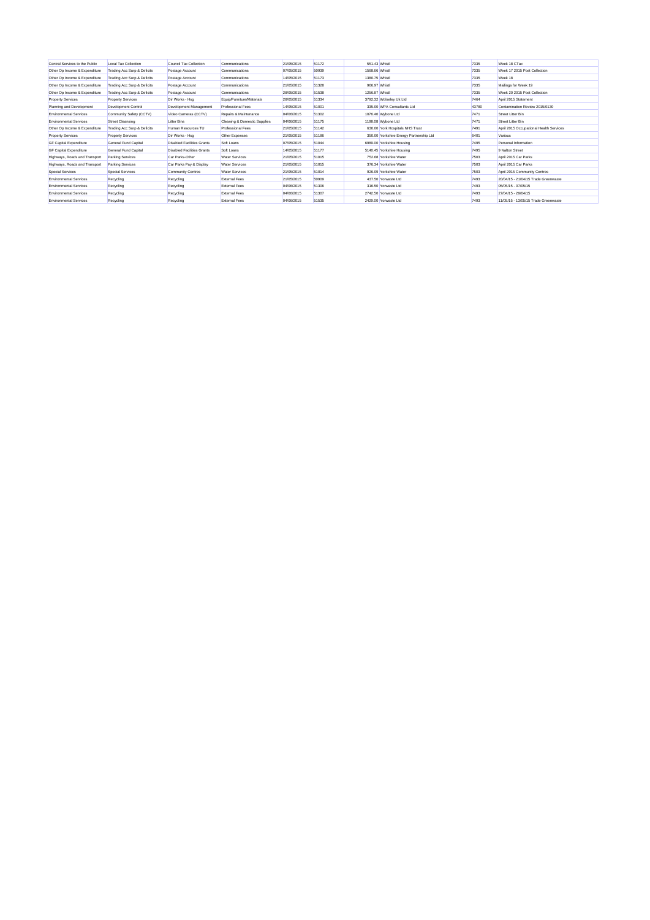| | | | | | | | | | |
|---|---|---|---|---|---|---|---|---|---|
| Central Services to the Public | Local Tax Collection | Council Tax Collection | Communications | 21/05/2015 | 51172 | 551.43 | Whistl | 7335 | Week 18 CTax |
| Other Op Income & Expenditure | Trading Acc Surp & Deficits | Postage Account | Communications | 07/05/2015 | 50939 | 1568.66 | Whistl | 7335 | Week 17 2015 Post Collection |
| Other Op Income & Expenditure | Trading Acc Surp & Deficits | Postage Account | Communications | 14/05/2015 | 51173 | 1380.75 | Whistl | 7335 | Week 18 |
| Other Op Income & Expenditure | Trading Acc Surp & Deficits | Postage Account | Communications | 21/05/2015 | 51328 | 966.97 | Whistl | 7335 | Mailings for Week 19 |
| Other Op Income & Expenditure | Trading Acc Surp & Deficits | Postage Account | Communications | 28/05/2015 | 51538 | 1256.87 | Whistl | 7335 | Week 20 2015 Post Collection |
| Property Services | Property Services | Dir Works - Hsg | Equip/Furniture/Materials | 28/05/2015 | 51334 | 3792.32 | Wolseley Uk Ltd | 7464 | April 2015 Statement |
| Planning and Development | Development Control | Development Management | Professional Fees | 14/05/2015 | 51001 | 335.00 | WPA Consultants Ltd | 43780 | Contamination Review 2015/0130 |
| Environmental Services | Community Safety (CCTV) | Video Cameras (CCTV) | Repairs & Maintenance | 04/06/2015 | 51302 | 1076.40 | Wybone Ltd | 7471 | Street Litter Bin |
| Environmental Services | Street Cleansing | Litter Bins | Cleaning & Domestic Supplies | 04/06/2015 | 51175 | 1198.08 | Wybone Ltd | 7471 | Street Litter Bin |
| Other Op Income & Expenditure | Trading Acc Surp & Deficits | Human Resources TU | Professional Fees | 21/05/2015 | 51142 | 630.00 | York Hospitals NHS Trust | 7491 | April 2015 Occupational Health Services |
| Property Services | Property Services | Dir Works - Hsg | Other Expenses | 21/05/2015 | 51186 | 350.00 | Yorkshire Energy Partnership Ltd | 6401 | Various |
| GF Capital Expenditure | General Fund Capital | Disabled Facilities Grants | Soft Loans | 07/05/2015 | 51044 | 6989.00 | Yorkshire Housing | 7495 | Personal Information |
| GF Capital Expenditure | General Fund Capital | Disabled Facilities Grants | Soft Loans | 14/05/2015 | 51177 | 5140.45 | Yorkshire Housing | 7495 | 9 Nalton Street |
| Highways, Roads and Transport | Parking Services | Car Parks-Other | Water Services | 21/05/2015 | 51015 | 752.68 | Yorkshire Water | 7503 | April 2015 Car Parks |
| Highways, Roads and Transport | Parking Services | Car Parks Pay & Display | Water Services | 21/05/2015 | 51015 | 376.34 | Yorkshire Water | 7503 | April 2015 Car Parks |
| Special Services | Special Services | Community Centres | Water Services | 21/05/2015 | 51014 | 926.09 | Yorkshire Water | 7503 | April 2015 Community Centres |
| Environmental Services | Recycling | Recycling | External Fees | 21/05/2015 | 50909 | 437.50 | Yorwaste Ltd | 7493 | 20/04/15 - 21/04/15 Trade Greenwaste |
| Environmental Services | Recycling | Recycling | External Fees | 04/06/2015 | 51306 | 316.50 | Yorwaste Ltd | 7493 | 05/05/15 - 07/05/15 |
| Environmental Services | Recycling | Recycling | External Fees | 04/06/2015 | 51307 | 2742.50 | Yorwaste Ltd | 7493 | 27/04/15 - 29/04/15 |
| Environmental Services | Recycling | Recycling | External Fees | 04/06/2015 | 51535 | 2429.00 | Yorwaste Ltd | 7493 | 11/05/15 - 13/05/15 Trade Greenwaste |